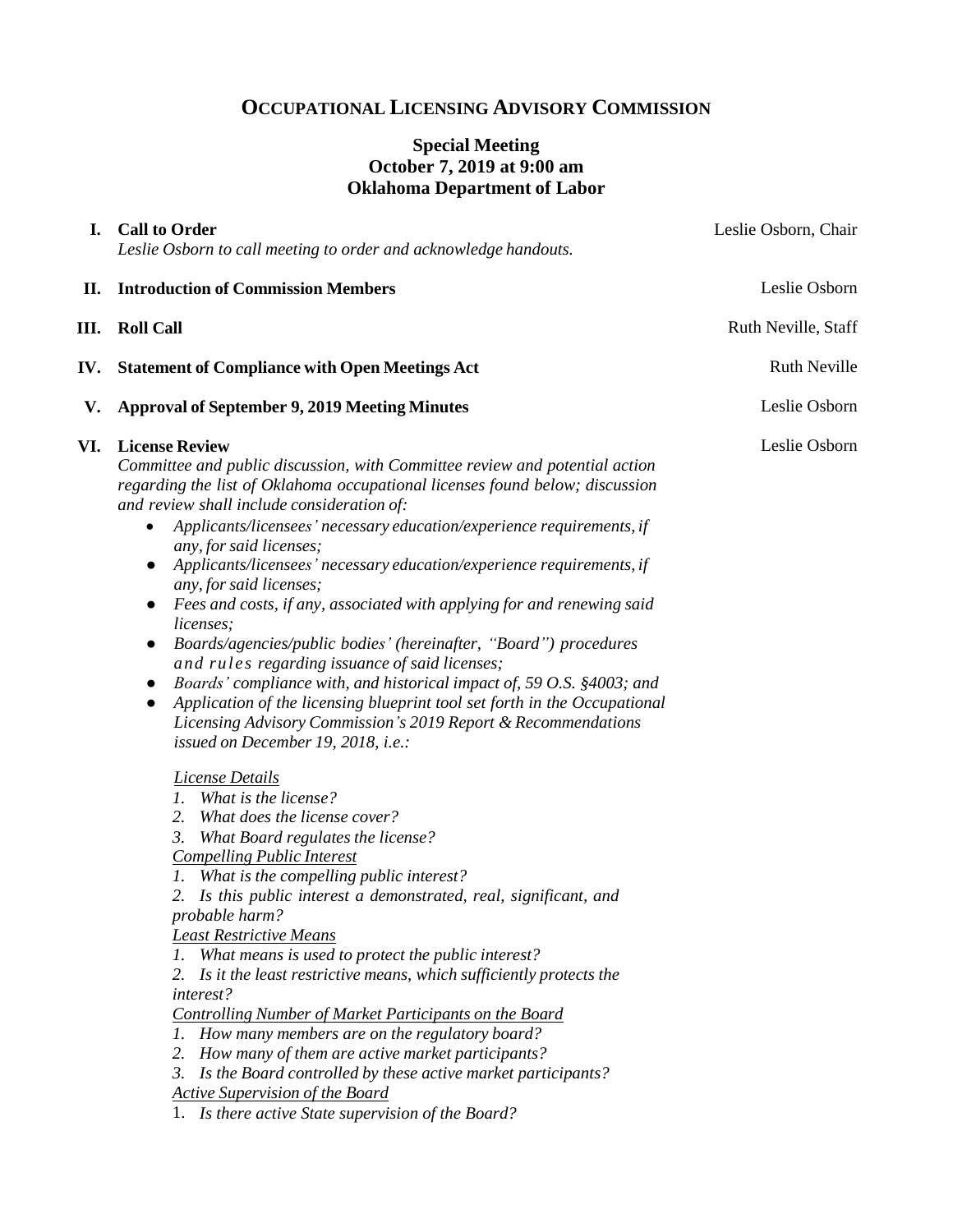# Occupational Licensing Advisory Commission

**Special Meeting**
**October 7, 2019 at 9:00 am**
**Oklahoma Department of Labor**

**I. Call to Order** — Leslie Osborn, Chair

*Leslie Osborn to call meeting to order and acknowledge handouts.*

**II. Introduction of Commission Members** — Leslie Osborn

**III. Roll Call** — Ruth Neville, Staff

**IV. Statement of Compliance with Open Meetings Act** — Ruth Neville

**V. Approval of September 9, 2019 Meeting Minutes** — Leslie Osborn

**VI. License Review** — Leslie Osborn

*Committee and public discussion, with Committee review and potential action regarding the list of Oklahoma occupational licenses found below; discussion and review shall include consideration of:*

- *Applicants/licensees' necessary education/experience requirements, if any, for said licenses;*
- *Applicants/licensees' necessary education/experience requirements, if any, for said licenses;*
- *Fees and costs, if any, associated with applying for and renewing said licenses;*
- *Boards/agencies/public bodies' (hereinafter, "Board") procedures and rules regarding issuance of said licenses;*
- *Boards' compliance with, and historical impact of, 59 O.S. §4003; and*
- *Application of the licensing blueprint tool set forth in the Occupational Licensing Advisory Commission's 2019 Report & Recommendations issued on December 19, 2018, i.e.:*

*License Details*

1. *What is the license?*
2. *What does the license cover?*
3. *What Board regulates the license?*

*Compelling Public Interest*

1. *What is the compelling public interest?*
2. *Is this public interest a demonstrated, real, significant, and probable harm?*

*Least Restrictive Means*

1. *What means is used to protect the public interest?*
2. *Is it the least restrictive means, which sufficiently protects the interest?*

*Controlling Number of Market Participants on the Board*

1. *How many members are on the regulatory board?*
2. *How many of them are active market participants?*
3. *Is the Board controlled by these active market participants?*

*Active Supervision of the Board*

1. *Is there active State supervision of the Board?*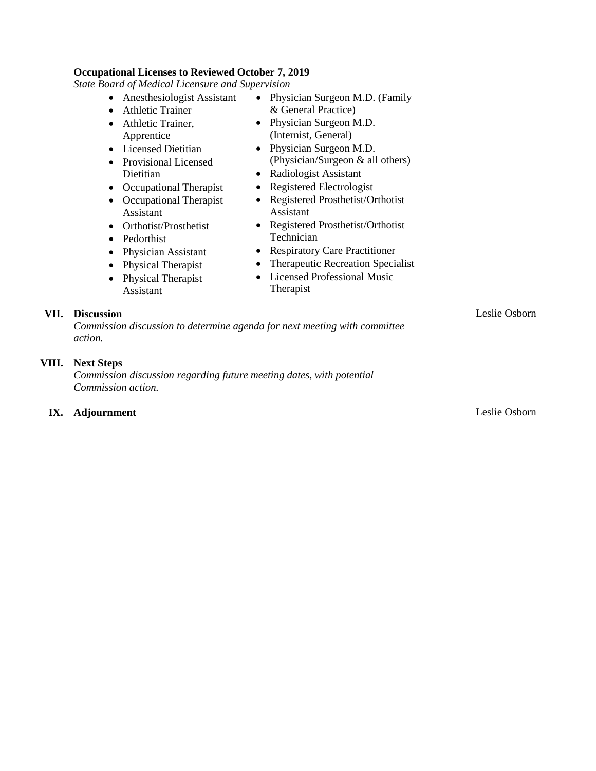**Occupational Licenses to Reviewed October 7, 2019**

*State Board of Medical Licensure and Supervision*

- Anesthesiologist Assistant
- Athletic Trainer
- Athletic Trainer, Apprentice
- Licensed Dietitian
- Provisional Licensed Dietitian
- Occupational Therapist
- Occupational Therapist Assistant
- Orthotist/Prosthetist
- Pedorthist
- Physician Assistant
- Physical Therapist
- Physical Therapist Assistant
- Physician Surgeon M.D. (Family & General Practice)
- Physician Surgeon M.D. (Internist, General)
- Physician Surgeon M.D. (Physician/Surgeon & all others)
- Radiologist Assistant
- Registered Electrologist
- Registered Prosthetist/Orthotist Assistant
- Registered Prosthetist/Orthotist Technician
- Respiratory Care Practitioner
- Therapeutic Recreation Specialist
- Licensed Professional Music Therapist

**VII. Discussion** — Leslie Osborn

*Commission discussion to determine agenda for next meeting with committee action.*

**VIII. Next Steps**

*Commission discussion regarding future meeting dates, with potential Commission action.*

**IX. Adjournment** — Leslie Osborn